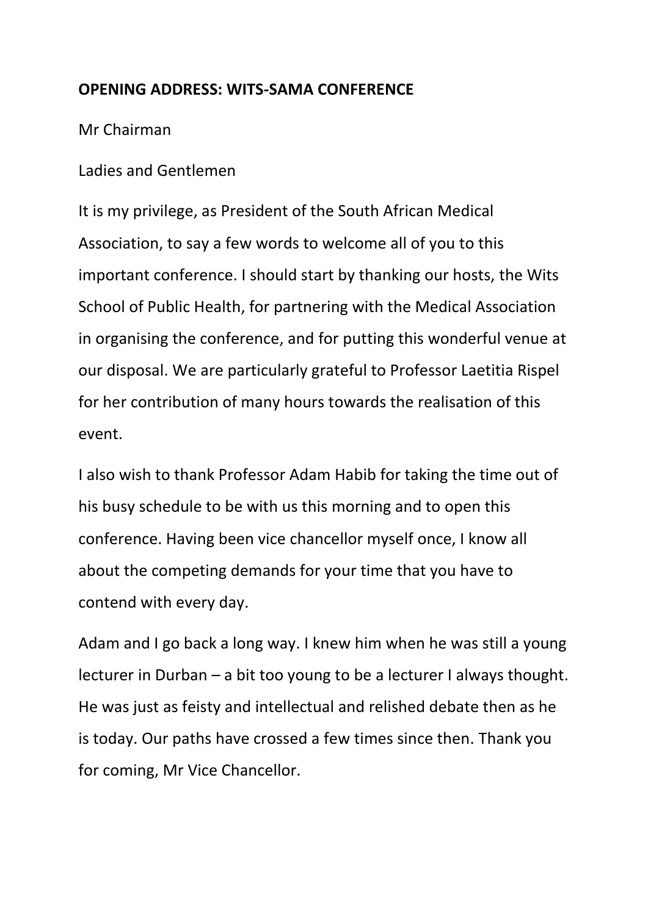**OPENING ADDRESS: WITS-SAMA CONFERENCE**

Mr Chairman

Ladies and Gentlemen

It is my privilege, as President of the South African Medical Association, to say a few words to welcome all of you to this important conference. I should start by thanking our hosts, the Wits School of Public Health, for partnering with the Medical Association in organising the conference, and for putting this wonderful venue at our disposal. We are particularly grateful to Professor Laetitia Rispel for her contribution of many hours towards the realisation of this event.

I also wish to thank Professor Adam Habib for taking the time out of his busy schedule to be with us this morning and to open this conference. Having been vice chancellor myself once, I know all about the competing demands for your time that you have to contend with every day.

Adam and I go back a long way. I knew him when he was still a young lecturer in Durban – a bit too young to be a lecturer I always thought. He was just as feisty and intellectual and relished debate then as he is today. Our paths have crossed a few times since then. Thank you for coming, Mr Vice Chancellor.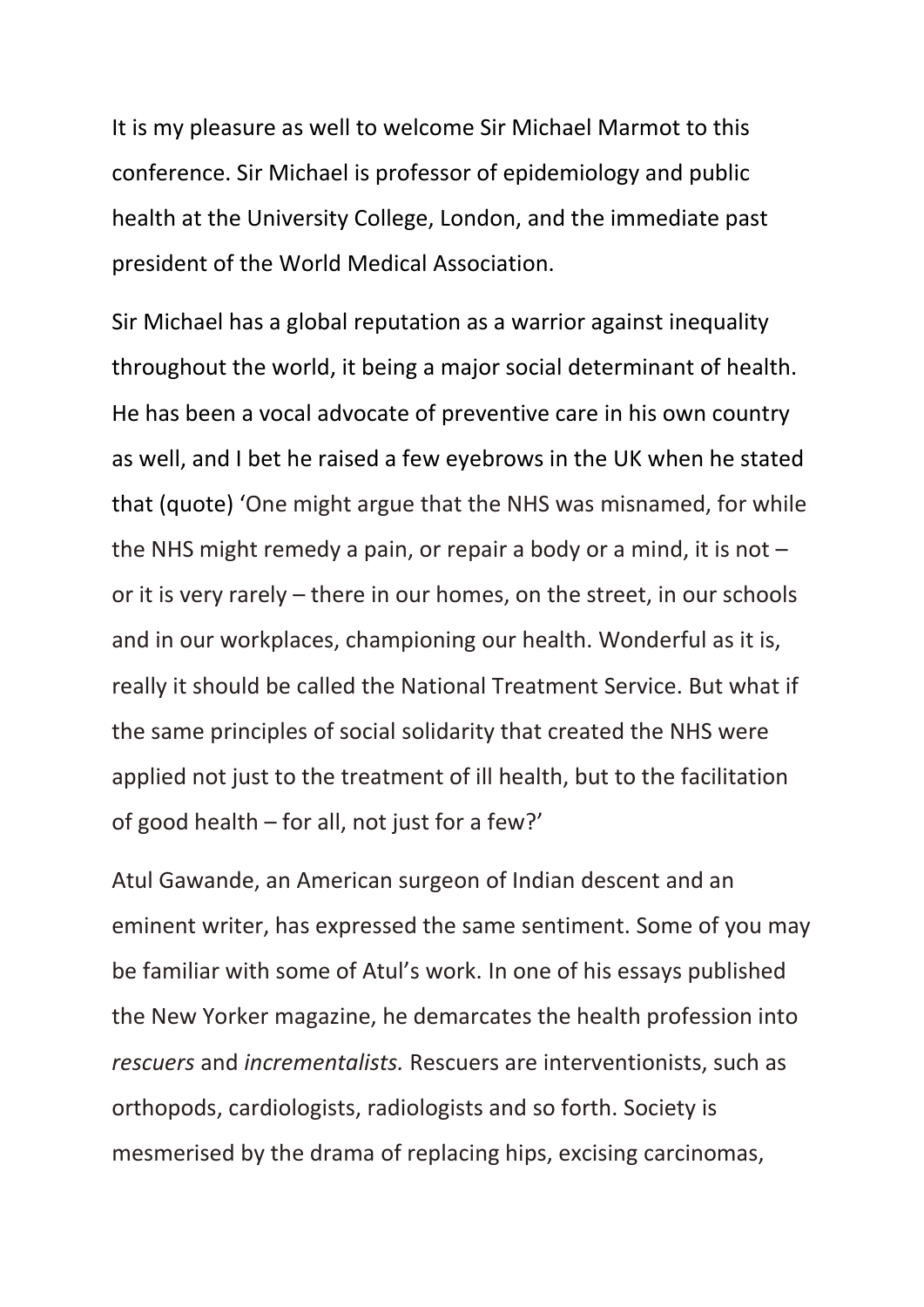It is my pleasure as well to welcome Sir Michael Marmot to this conference. Sir Michael is professor of epidemiology and public health at the University College, London, and the immediate past president of the World Medical Association.

Sir Michael has a global reputation as a warrior against inequality throughout the world, it being a major social determinant of health. He has been a vocal advocate of preventive care in his own country as well, and I bet he raised a few eyebrows in the UK when he stated that (quote) 'One might argue that the NHS was misnamed, for while the NHS might remedy a pain, or repair a body or a mind, it is not – or it is very rarely – there in our homes, on the street, in our schools and in our workplaces, championing our health. Wonderful as it is, really it should be called the National Treatment Service. But what if the same principles of social solidarity that created the NHS were applied not just to the treatment of ill health, but to the facilitation of good health – for all, not just for a few?'

Atul Gawande, an American surgeon of Indian descent and an eminent writer, has expressed the same sentiment. Some of you may be familiar with some of Atul's work. In one of his essays published the New Yorker magazine, he demarcates the health profession into *rescuers* and *incrementalists.* Rescuers are interventionists, such as orthopods, cardiologists, radiologists and so forth. Society is mesmerised by the drama of replacing hips, excising carcinomas,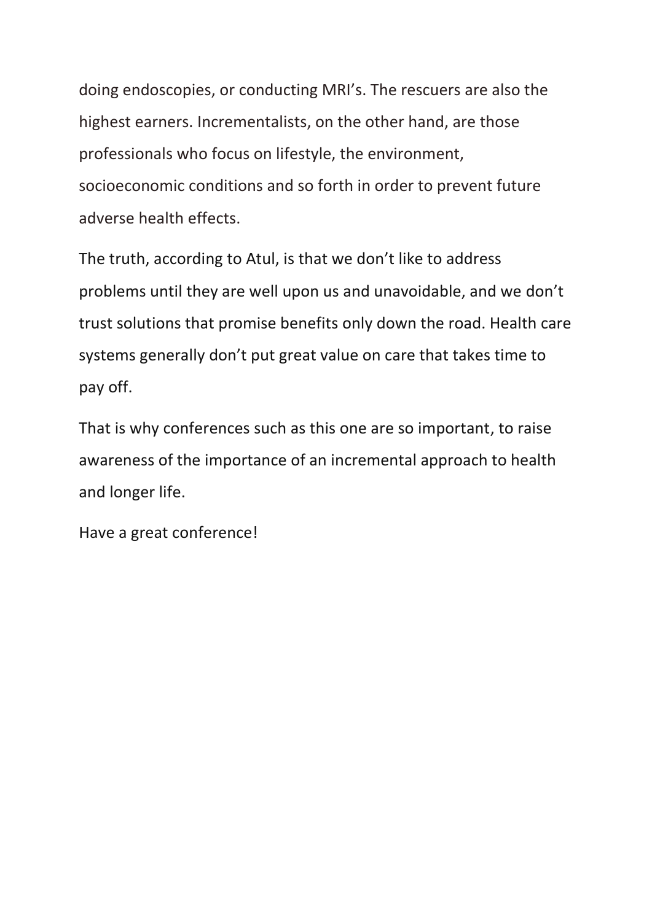doing endoscopies, or conducting MRI's. The rescuers are also the highest earners. Incrementalists, on the other hand, are those professionals who focus on lifestyle, the environment, socioeconomic conditions and so forth in order to prevent future adverse health effects.

The truth, according to Atul, is that we don't like to address problems until they are well upon us and unavoidable, and we don't trust solutions that promise benefits only down the road. Health care systems generally don't put great value on care that takes time to pay off.

That is why conferences such as this one are so important, to raise awareness of the importance of an incremental approach to health and longer life.

Have a great conference!